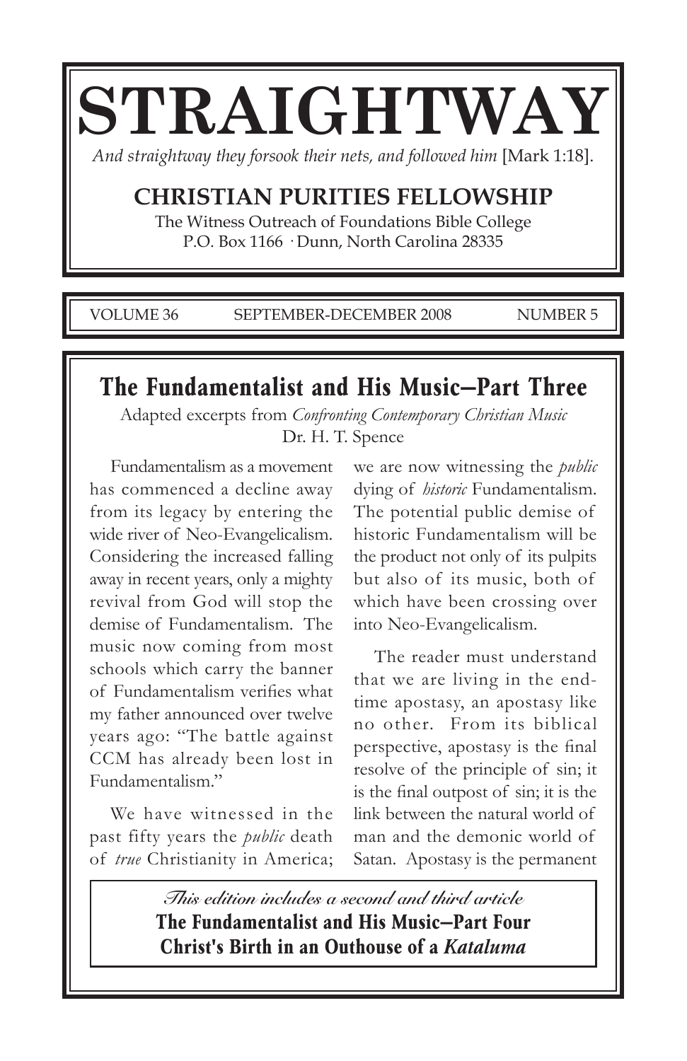# STRAIGHTWAY

*And straightway they forsook their nets, and followed him* [Mark 1:18].

## CHRISTIAN PURITIES FELLOWSHIP

The Witness Outreach of Foundations Bible College
P.O. Box 1166 · Dunn, North Carolina 28335

VOLUME 36 SEPTEMBER-DECEMBER 2008 NUMBER 5

## The Fundamentalist and His Music—Part Three

Adapted excerpts from *Confronting Contemporary Christian Music*
Dr. H. T. Spence

Fundamentalism as a movement has commenced a decline away from its legacy by entering the wide river of Neo-Evangelicalism. Considering the increased falling away in recent years, only a mighty revival from God will stop the demise of Fundamentalism. The music now coming from most schools which carry the banner of Fundamentalism verifies what my father announced over twelve years ago: "The battle against CCM has already been lost in Fundamentalism."

We have witnessed in the past fifty years the *public* death of *true* Christianity in America; we are now witnessing the *public* dying of *historic* Fundamentalism. The potential public demise of historic Fundamentalism will be the product not only of its pulpits but also of its music, both of which have been crossing over into Neo-Evangelicalism.

The reader must understand that we are living in the end-time apostasy, an apostasy like no other. From its biblical perspective, apostasy is the final resolve of the principle of sin; it is the final outpost of sin; it is the link between the natural world of man and the demonic world of Satan. Apostasy is the permanent

*This edition includes a second and third article*
**The Fundamentalist and His Music—Part Four**
**Christ's Birth in an Outhouse of a *Kataluma***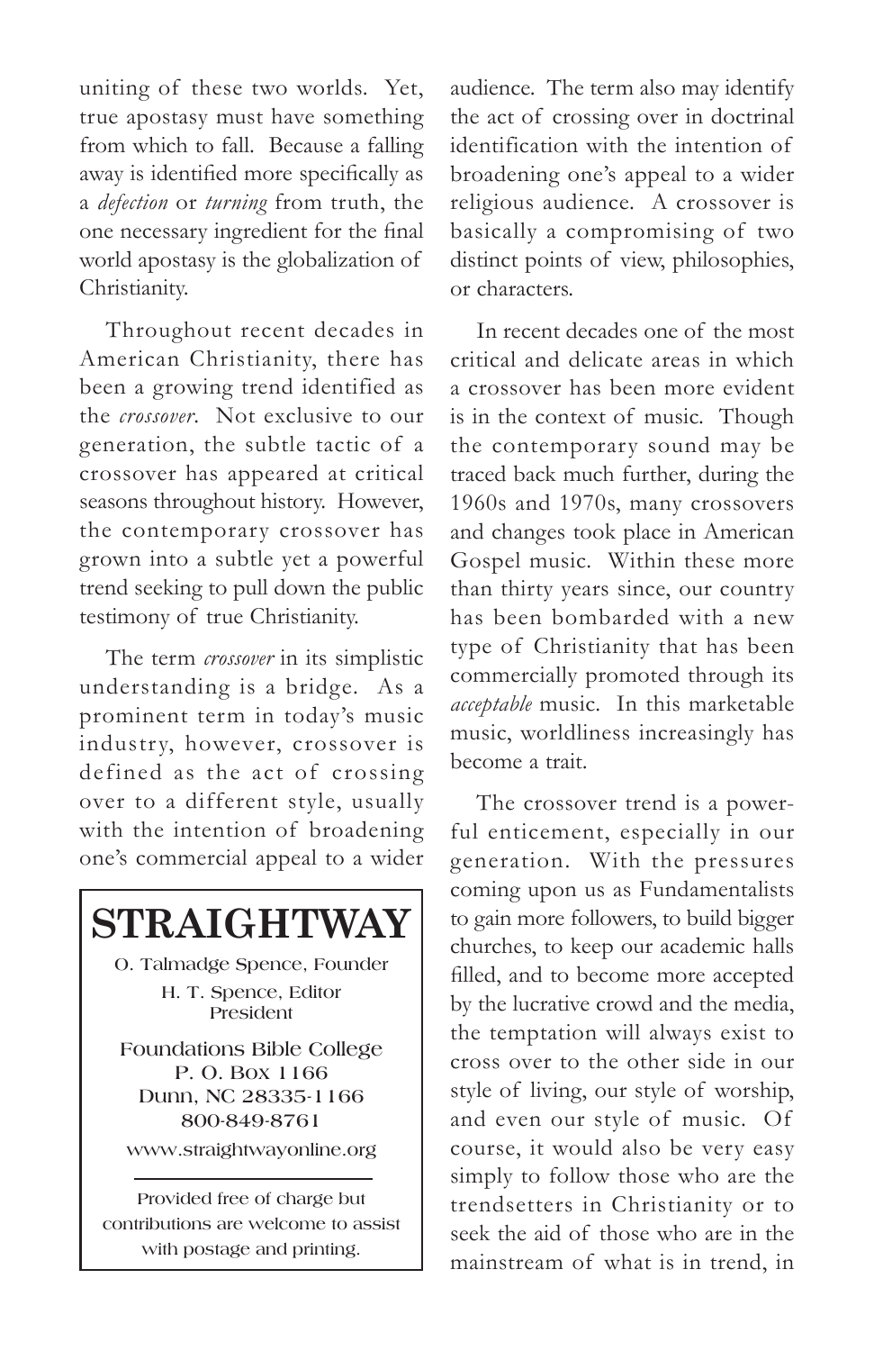uniting of these two worlds. Yet, true apostasy must have something from which to fall. Because a falling away is identified more specifically as a *defection* or *turning* from truth, the one necessary ingredient for the final world apostasy is the globalization of Christianity.

Throughout recent decades in American Christianity, there has been a growing trend identified as the *crossover*. Not exclusive to our generation, the subtle tactic of a crossover has appeared at critical seasons throughout history. However, the contemporary crossover has grown into a subtle yet a powerful trend seeking to pull down the public testimony of true Christianity.

The term *crossover* in its simplistic understanding is a bridge. As a prominent term in today's music industry, however, crossover is defined as the act of crossing over to a different style, usually with the intention of broadening one's commercial appeal to a wider audience. The term also may identify the act of crossing over in doctrinal identification with the intention of broadening one's appeal to a wider religious audience. A crossover is basically a compromising of two distinct points of view, philosophies, or characters.

In recent decades one of the most critical and delicate areas in which a crossover has been more evident is in the context of music. Though the contemporary sound may be traced back much further, during the 1960s and 1970s, many crossovers and changes took place in American Gospel music. Within these more than thirty years since, our country has been bombarded with a new type of Christianity that has been commercially promoted through its *acceptable* music. In this marketable music, worldliness increasingly has become a trait.

The crossover trend is a powerful enticement, especially in our generation. With the pressures coming upon us as Fundamentalists to gain more followers, to build bigger churches, to keep our academic halls filled, and to become more accepted by the lucrative crowd and the media, the temptation will always exist to cross over to the other side in our style of living, our style of worship, and even our style of music. Of course, it would also be very easy simply to follow those who are the trendsetters in Christianity or to seek the aid of those who are in the mainstream of what is in trend, in

---

# STRAIGHTWAY

O. Talmadge Spence, Founder

H. T. Spence, Editor
President

Foundations Bible College
P. O. Box 1166
Dunn, NC 28335-1166
800-849-8761

www.straightwayonline.org

Provided free of charge but contributions are welcome to assist with postage and printing.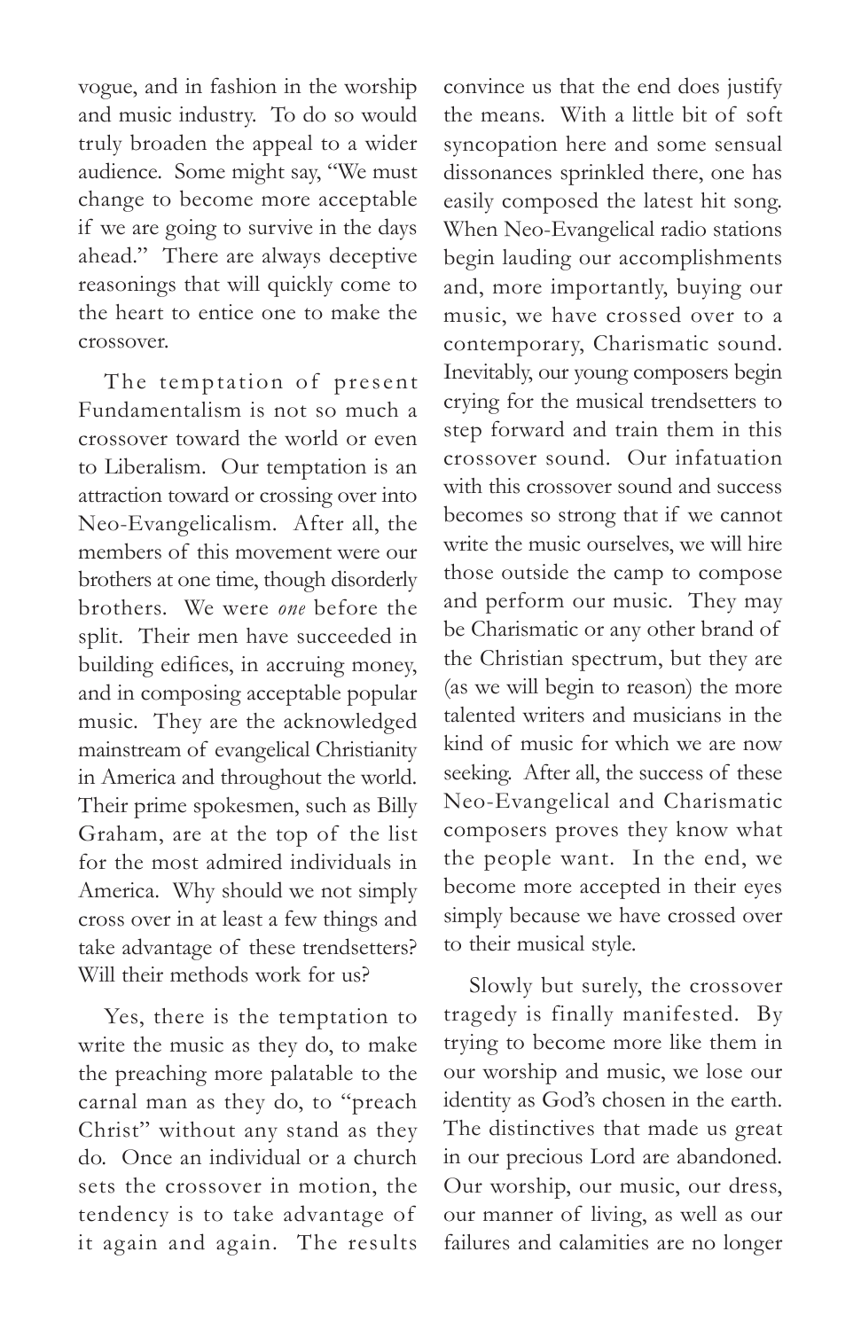vogue, and in fashion in the worship and music industry. To do so would truly broaden the appeal to a wider audience. Some might say, "We must change to become more acceptable if we are going to survive in the days ahead." There are always deceptive reasonings that will quickly come to the heart to entice one to make the crossover.

The temptation of present Fundamentalism is not so much a crossover toward the world or even to Liberalism. Our temptation is an attraction toward or crossing over into Neo-Evangelicalism. After all, the members of this movement were our brothers at one time, though disorderly brothers. We were *one* before the split. Their men have succeeded in building edifices, in accruing money, and in composing acceptable popular music. They are the acknowledged mainstream of evangelical Christianity in America and throughout the world. Their prime spokesmen, such as Billy Graham, are at the top of the list for the most admired individuals in America. Why should we not simply cross over in at least a few things and take advantage of these trendsetters? Will their methods work for us?

Yes, there is the temptation to write the music as they do, to make the preaching more palatable to the carnal man as they do, to "preach Christ" without any stand as they do. Once an individual or a church sets the crossover in motion, the tendency is to take advantage of it again and again. The results convince us that the end does justify the means. With a little bit of soft syncopation here and some sensual dissonances sprinkled there, one has easily composed the latest hit song. When Neo-Evangelical radio stations begin lauding our accomplishments and, more importantly, buying our music, we have crossed over to a contemporary, Charismatic sound. Inevitably, our young composers begin crying for the musical trendsetters to step forward and train them in this crossover sound. Our infatuation with this crossover sound and success becomes so strong that if we cannot write the music ourselves, we will hire those outside the camp to compose and perform our music. They may be Charismatic or any other brand of the Christian spectrum, but they are (as we will begin to reason) the more talented writers and musicians in the kind of music for which we are now seeking. After all, the success of these Neo-Evangelical and Charismatic composers proves they know what the people want. In the end, we become more accepted in their eyes simply because we have crossed over to their musical style.

Slowly but surely, the crossover tragedy is finally manifested. By trying to become more like them in our worship and music, we lose our identity as God's chosen in the earth. The distinctives that made us great in our precious Lord are abandoned. Our worship, our music, our dress, our manner of living, as well as our failures and calamities are no longer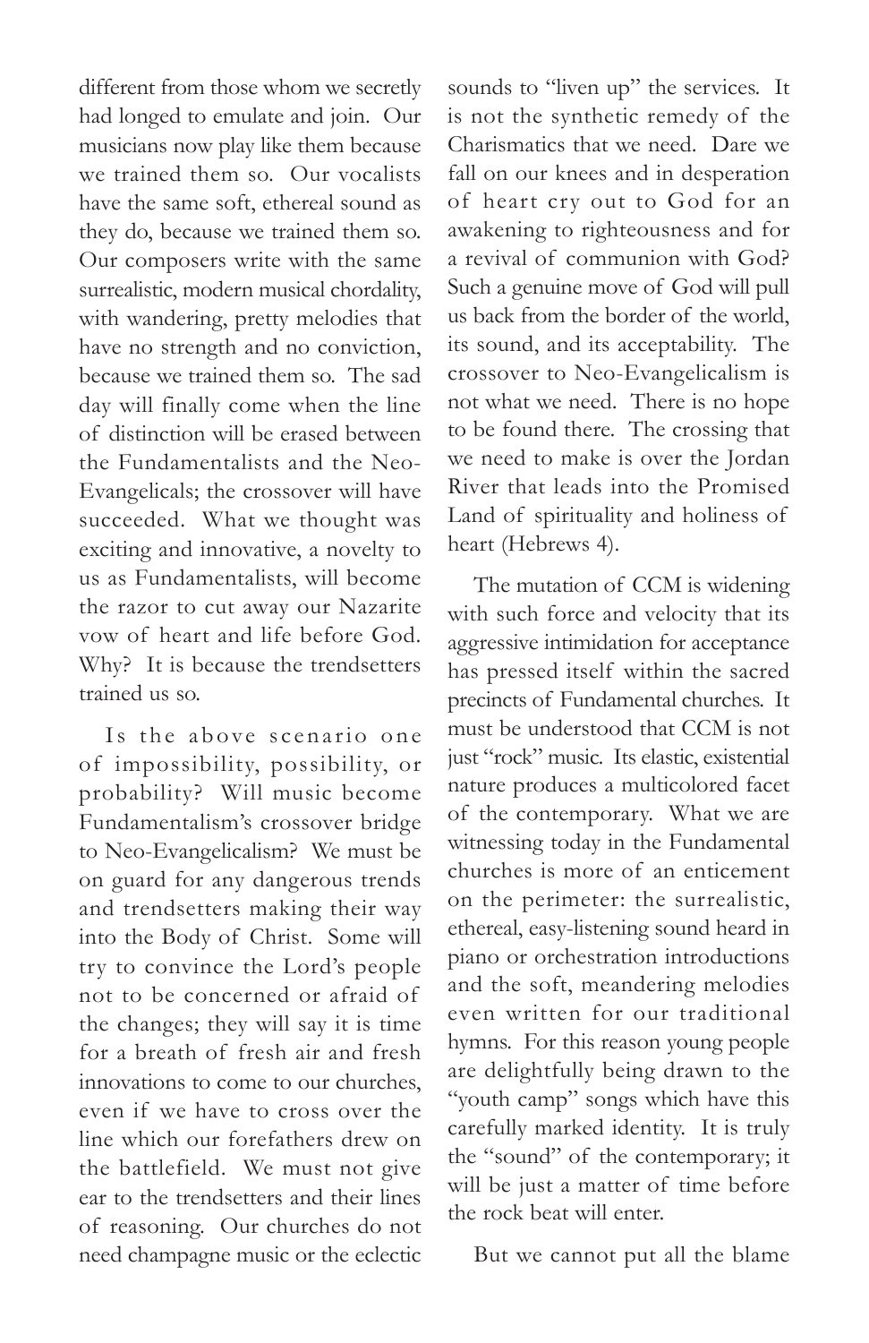different from those whom we secretly had longed to emulate and join. Our musicians now play like them because we trained them so. Our vocalists have the same soft, ethereal sound as they do, because we trained them so. Our composers write with the same surrealistic, modern musical chordality, with wandering, pretty melodies that have no strength and no conviction, because we trained them so. The sad day will finally come when the line of distinction will be erased between the Fundamentalists and the Neo-Evangelicals; the crossover will have succeeded. What we thought was exciting and innovative, a novelty to us as Fundamentalists, will become the razor to cut away our Nazarite vow of heart and life before God. Why? It is because the trendsetters trained us so.

Is the above scenario one of impossibility, possibility, or probability? Will music become Fundamentalism's crossover bridge to Neo-Evangelicalism? We must be on guard for any dangerous trends and trendsetters making their way into the Body of Christ. Some will try to convince the Lord's people not to be concerned or afraid of the changes; they will say it is time for a breath of fresh air and fresh innovations to come to our churches, even if we have to cross over the line which our forefathers drew on the battlefield. We must not give ear to the trendsetters and their lines of reasoning. Our churches do not need champagne music or the eclectic sounds to "liven up" the services. It is not the synthetic remedy of the Charismatics that we need. Dare we fall on our knees and in desperation of heart cry out to God for an awakening to righteousness and for a revival of communion with God? Such a genuine move of God will pull us back from the border of the world, its sound, and its acceptability. The crossover to Neo-Evangelicalism is not what we need. There is no hope to be found there. The crossing that we need to make is over the Jordan River that leads into the Promised Land of spirituality and holiness of heart (Hebrews 4).

The mutation of CCM is widening with such force and velocity that its aggressive intimidation for acceptance has pressed itself within the sacred precincts of Fundamental churches. It must be understood that CCM is not just "rock" music. Its elastic, existential nature produces a multicolored facet of the contemporary. What we are witnessing today in the Fundamental churches is more of an enticement on the perimeter: the surrealistic, ethereal, easy-listening sound heard in piano or orchestration introductions and the soft, meandering melodies even written for our traditional hymns. For this reason young people are delightfully being drawn to the "youth camp" songs which have this carefully marked identity. It is truly the "sound" of the contemporary; it will be just a matter of time before the rock beat will enter.

But we cannot put all the blame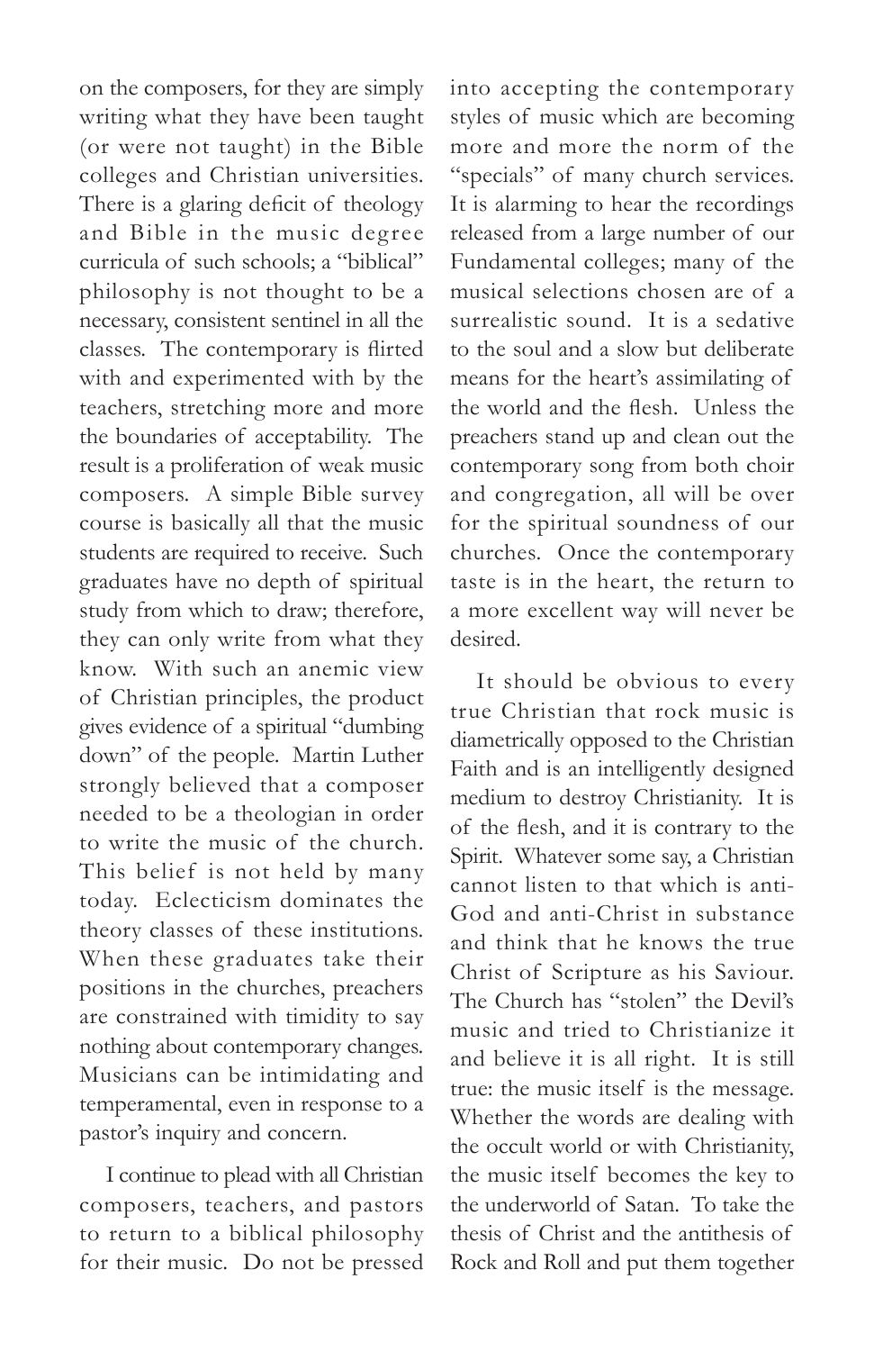on the composers, for they are simply writing what they have been taught (or were not taught) in the Bible colleges and Christian universities. There is a glaring deficit of theology and Bible in the music degree curricula of such schools; a "biblical" philosophy is not thought to be a necessary, consistent sentinel in all the classes. The contemporary is flirted with and experimented with by the teachers, stretching more and more the boundaries of acceptability. The result is a proliferation of weak music composers. A simple Bible survey course is basically all that the music students are required to receive. Such graduates have no depth of spiritual study from which to draw; therefore, they can only write from what they know. With such an anemic view of Christian principles, the product gives evidence of a spiritual "dumbing down" of the people. Martin Luther strongly believed that a composer needed to be a theologian in order to write the music of the church. This belief is not held by many today. Eclecticism dominates the theory classes of these institutions. When these graduates take their positions in the churches, preachers are constrained with timidity to say nothing about contemporary changes. Musicians can be intimidating and temperamental, even in response to a pastor's inquiry and concern.

I continue to plead with all Christian composers, teachers, and pastors to return to a biblical philosophy for their music. Do not be pressed into accepting the contemporary styles of music which are becoming more and more the norm of the "specials" of many church services. It is alarming to hear the recordings released from a large number of our Fundamental colleges; many of the musical selections chosen are of a surrealistic sound. It is a sedative to the soul and a slow but deliberate means for the heart's assimilating of the world and the flesh. Unless the preachers stand up and clean out the contemporary song from both choir and congregation, all will be over for the spiritual soundness of our churches. Once the contemporary taste is in the heart, the return to a more excellent way will never be desired.

It should be obvious to every true Christian that rock music is diametrically opposed to the Christian Faith and is an intelligently designed medium to destroy Christianity. It is of the flesh, and it is contrary to the Spirit. Whatever some say, a Christian cannot listen to that which is anti-God and anti-Christ in substance and think that he knows the true Christ of Scripture as his Saviour. The Church has "stolen" the Devil's music and tried to Christianize it and believe it is all right. It is still true: the music itself is the message. Whether the words are dealing with the occult world or with Christianity, the music itself becomes the key to the underworld of Satan. To take the thesis of Christ and the antithesis of Rock and Roll and put them together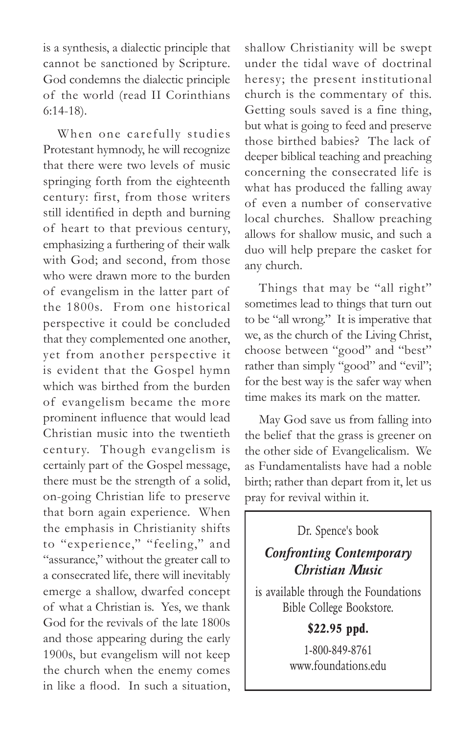is a synthesis, a dialectic principle that cannot be sanctioned by Scripture. God condemns the dialectic principle of the world (read II Corinthians 6:14-18).

When one carefully studies Protestant hymnody, he will recognize that there were two levels of music springing forth from the eighteenth century: first, from those writers still identified in depth and burning of heart to that previous century, emphasizing a furthering of their walk with God; and second, from those who were drawn more to the burden of evangelism in the latter part of the 1800s. From one historical perspective it could be concluded that they complemented one another, yet from another perspective it is evident that the Gospel hymn which was birthed from the burden of evangelism became the more prominent influence that would lead Christian music into the twentieth century. Though evangelism is certainly part of the Gospel message, there must be the strength of a solid, on-going Christian life to preserve that born again experience. When the emphasis in Christianity shifts to "experience," "feeling," and "assurance," without the greater call to a consecrated life, there will inevitably emerge a shallow, dwarfed concept of what a Christian is. Yes, we thank God for the revivals of the late 1800s and those appearing during the early 1900s, but evangelism will not keep the church when the enemy comes in like a flood. In such a situation, shallow Christianity will be swept under the tidal wave of doctrinal heresy; the present institutional church is the commentary of this. Getting souls saved is a fine thing, but what is going to feed and preserve those birthed babies? The lack of deeper biblical teaching and preaching concerning the consecrated life is what has produced the falling away of even a number of conservative local churches. Shallow preaching allows for shallow music, and such a duo will help prepare the casket for any church.

Things that may be "all right" sometimes lead to things that turn out to be "all wrong." It is imperative that we, as the church of the Living Christ, choose between "good" and "best" rather than simply "good" and "evil"; for the best way is the safer way when time makes its mark on the matter.

May God save us from falling into the belief that the grass is greener on the other side of Evangelicalism. We as Fundamentalists have had a noble birth; rather than depart from it, let us pray for revival within it.

---

Dr. Spence's book

***Confronting Contemporary Christian Music***

is available through the Foundations Bible College Bookstore.

**$22.95 ppd.**

1-800-849-8761
www.foundations.edu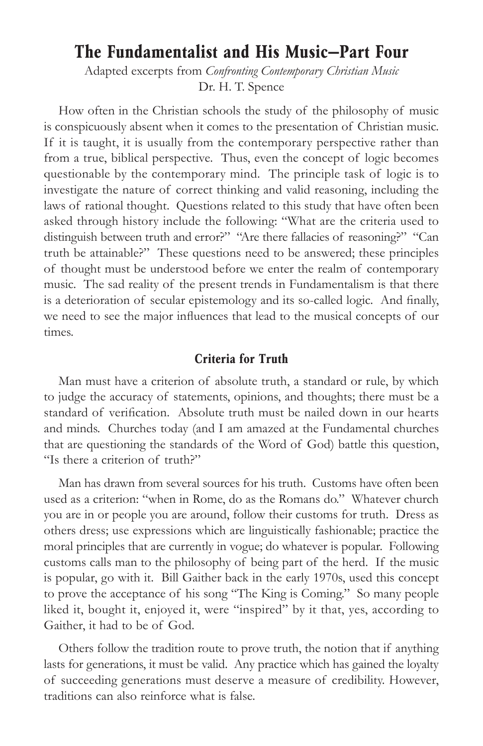# The Fundamentalist and His Music—Part Four

Adapted excerpts from *Confronting Contemporary Christian Music*
Dr. H. T. Spence

How often in the Christian schools the study of the philosophy of music is conspicuously absent when it comes to the presentation of Christian music. If it is taught, it is usually from the contemporary perspective rather than from a true, biblical perspective. Thus, even the concept of logic becomes questionable by the contemporary mind. The principle task of logic is to investigate the nature of correct thinking and valid reasoning, including the laws of rational thought. Questions related to this study that have often been asked through history include the following: "What are the criteria used to distinguish between truth and error?" "Are there fallacies of reasoning?" "Can truth be attainable?" These questions need to be answered; these principles of thought must be understood before we enter the realm of contemporary music. The sad reality of the present trends in Fundamentalism is that there is a deterioration of secular epistemology and its so-called logic. And finally, we need to see the major influences that lead to the musical concepts of our times.

## Criteria for Truth

Man must have a criterion of absolute truth, a standard or rule, by which to judge the accuracy of statements, opinions, and thoughts; there must be a standard of verification. Absolute truth must be nailed down in our hearts and minds. Churches today (and I am amazed at the Fundamental churches that are questioning the standards of the Word of God) battle this question, "Is there a criterion of truth?"

Man has drawn from several sources for his truth. Customs have often been used as a criterion: "when in Rome, do as the Romans do." Whatever church you are in or people you are around, follow their customs for truth. Dress as others dress; use expressions which are linguistically fashionable; practice the moral principles that are currently in vogue; do whatever is popular. Following customs calls man to the philosophy of being part of the herd. If the music is popular, go with it. Bill Gaither back in the early 1970s, used this concept to prove the acceptance of his song "The King is Coming." So many people liked it, bought it, enjoyed it, were "inspired" by it that, yes, according to Gaither, it had to be of God.

Others follow the tradition route to prove truth, the notion that if anything lasts for generations, it must be valid. Any practice which has gained the loyalty of succeeding generations must deserve a measure of credibility. However, traditions can also reinforce what is false.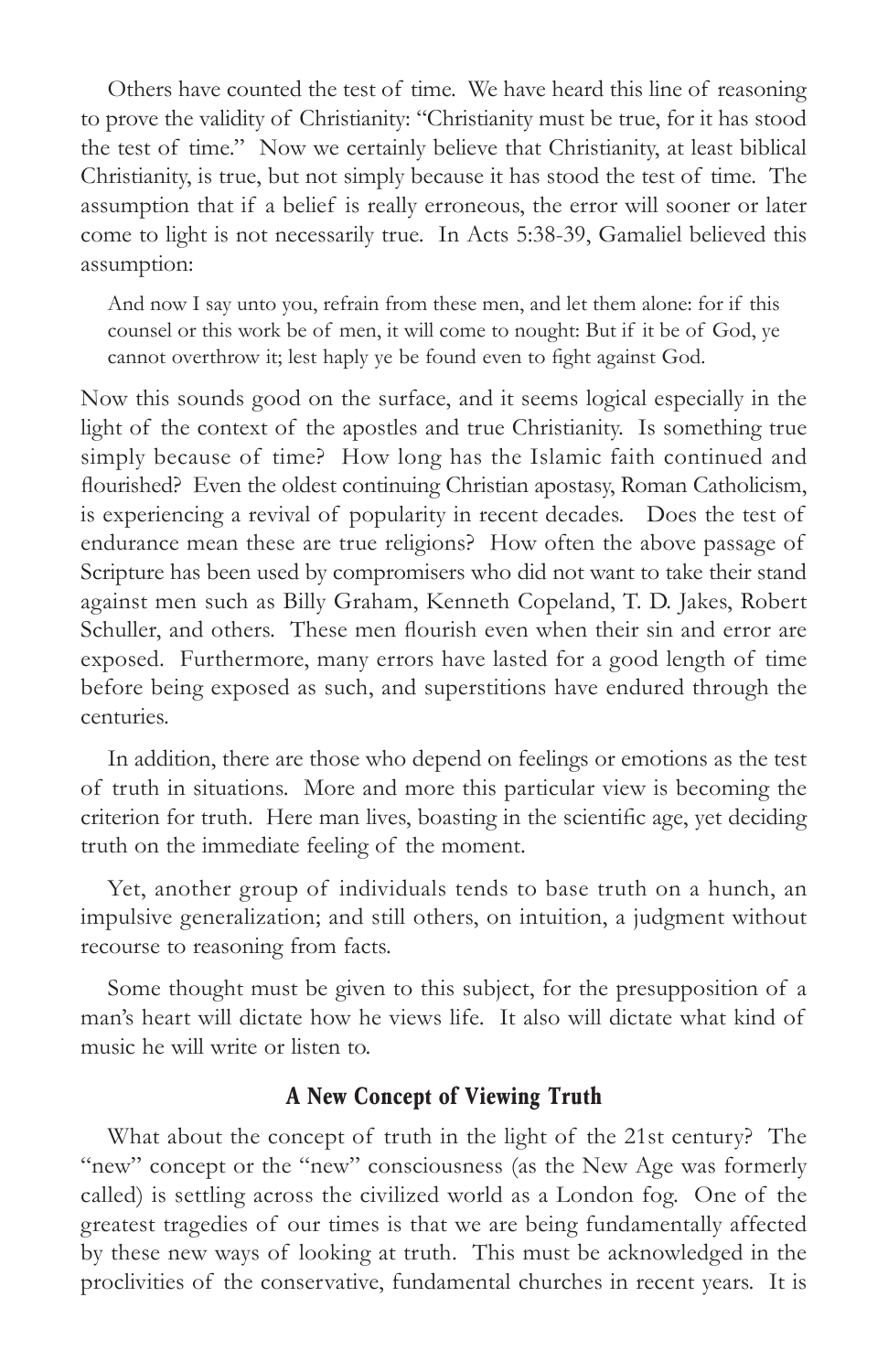Others have counted the test of time. We have heard this line of reasoning to prove the validity of Christianity: "Christianity must be true, for it has stood the test of time." Now we certainly believe that Christianity, at least biblical Christianity, is true, but not simply because it has stood the test of time. The assumption that if a belief is really erroneous, the error will sooner or later come to light is not necessarily true. In Acts 5:38-39, Gamaliel believed this assumption:

> And now I say unto you, refrain from these men, and let them alone: for if this counsel or this work be of men, it will come to nought: But if it be of God, ye cannot overthrow it; lest haply ye be found even to fight against God.

Now this sounds good on the surface, and it seems logical especially in the light of the context of the apostles and true Christianity. Is something true simply because of time? How long has the Islamic faith continued and flourished? Even the oldest continuing Christian apostasy, Roman Catholicism, is experiencing a revival of popularity in recent decades. Does the test of endurance mean these are true religions? How often the above passage of Scripture has been used by compromisers who did not want to take their stand against men such as Billy Graham, Kenneth Copeland, T. D. Jakes, Robert Schuller, and others. These men flourish even when their sin and error are exposed. Furthermore, many errors have lasted for a good length of time before being exposed as such, and superstitions have endured through the centuries.

In addition, there are those who depend on feelings or emotions as the test of truth in situations. More and more this particular view is becoming the criterion for truth. Here man lives, boasting in the scientific age, yet deciding truth on the immediate feeling of the moment.

Yet, another group of individuals tends to base truth on a hunch, an impulsive generalization; and still others, on intuition, a judgment without recourse to reasoning from facts.

Some thought must be given to this subject, for the presupposition of a man's heart will dictate how he views life. It also will dictate what kind of music he will write or listen to.

### A New Concept of Viewing Truth

What about the concept of truth in the light of the 21st century? The "new" concept or the "new" consciousness (as the New Age was formerly called) is settling across the civilized world as a London fog. One of the greatest tragedies of our times is that we are being fundamentally affected by these new ways of looking at truth. This must be acknowledged in the proclivities of the conservative, fundamental churches in recent years. It is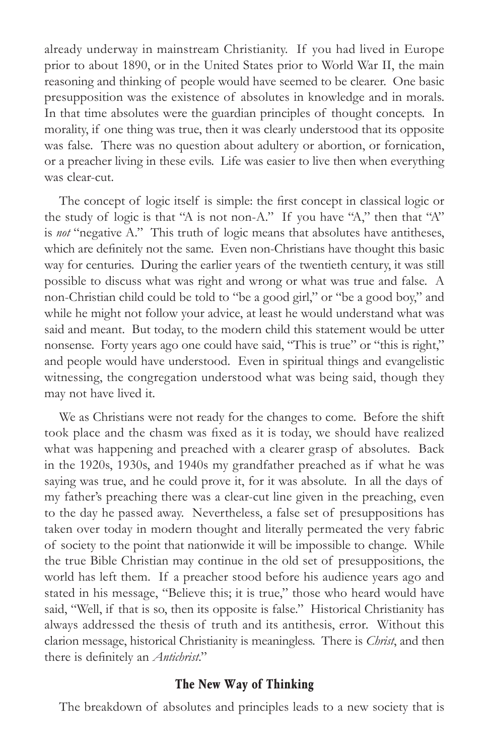already underway in mainstream Christianity. If you had lived in Europe prior to about 1890, or in the United States prior to World War II, the main reasoning and thinking of people would have seemed to be clearer. One basic presupposition was the existence of absolutes in knowledge and in morals. In that time absolutes were the guardian principles of thought concepts. In morality, if one thing was true, then it was clearly understood that its opposite was false. There was no question about adultery or abortion, or fornication, or a preacher living in these evils. Life was easier to live then when everything was clear-cut.

The concept of logic itself is simple: the first concept in classical logic or the study of logic is that "A is not non-A." If you have "A," then that "A" is *not* "negative A." This truth of logic means that absolutes have antitheses, which are definitely not the same. Even non-Christians have thought this basic way for centuries. During the earlier years of the twentieth century, it was still possible to discuss what was right and wrong or what was true and false. A non-Christian child could be told to "be a good girl," or "be a good boy," and while he might not follow your advice, at least he would understand what was said and meant. But today, to the modern child this statement would be utter nonsense. Forty years ago one could have said, "This is true" or "this is right," and people would have understood. Even in spiritual things and evangelistic witnessing, the congregation understood what was being said, though they may not have lived it.

We as Christians were not ready for the changes to come. Before the shift took place and the chasm was fixed as it is today, we should have realized what was happening and preached with a clearer grasp of absolutes. Back in the 1920s, 1930s, and 1940s my grandfather preached as if what he was saying was true, and he could prove it, for it was absolute. In all the days of my father's preaching there was a clear-cut line given in the preaching, even to the day he passed away. Nevertheless, a false set of presuppositions has taken over today in modern thought and literally permeated the very fabric of society to the point that nationwide it will be impossible to change. While the true Bible Christian may continue in the old set of presuppositions, the world has left them. If a preacher stood before his audience years ago and stated in his message, "Believe this; it is true," those who heard would have said, "Well, if that is so, then its opposite is false." Historical Christianity has always addressed the thesis of truth and its antithesis, error. Without this clarion message, historical Christianity is meaningless. There is *Christ*, and then there is definitely an *Antichrist*."

### The New Way of Thinking

The breakdown of absolutes and principles leads to a new society that is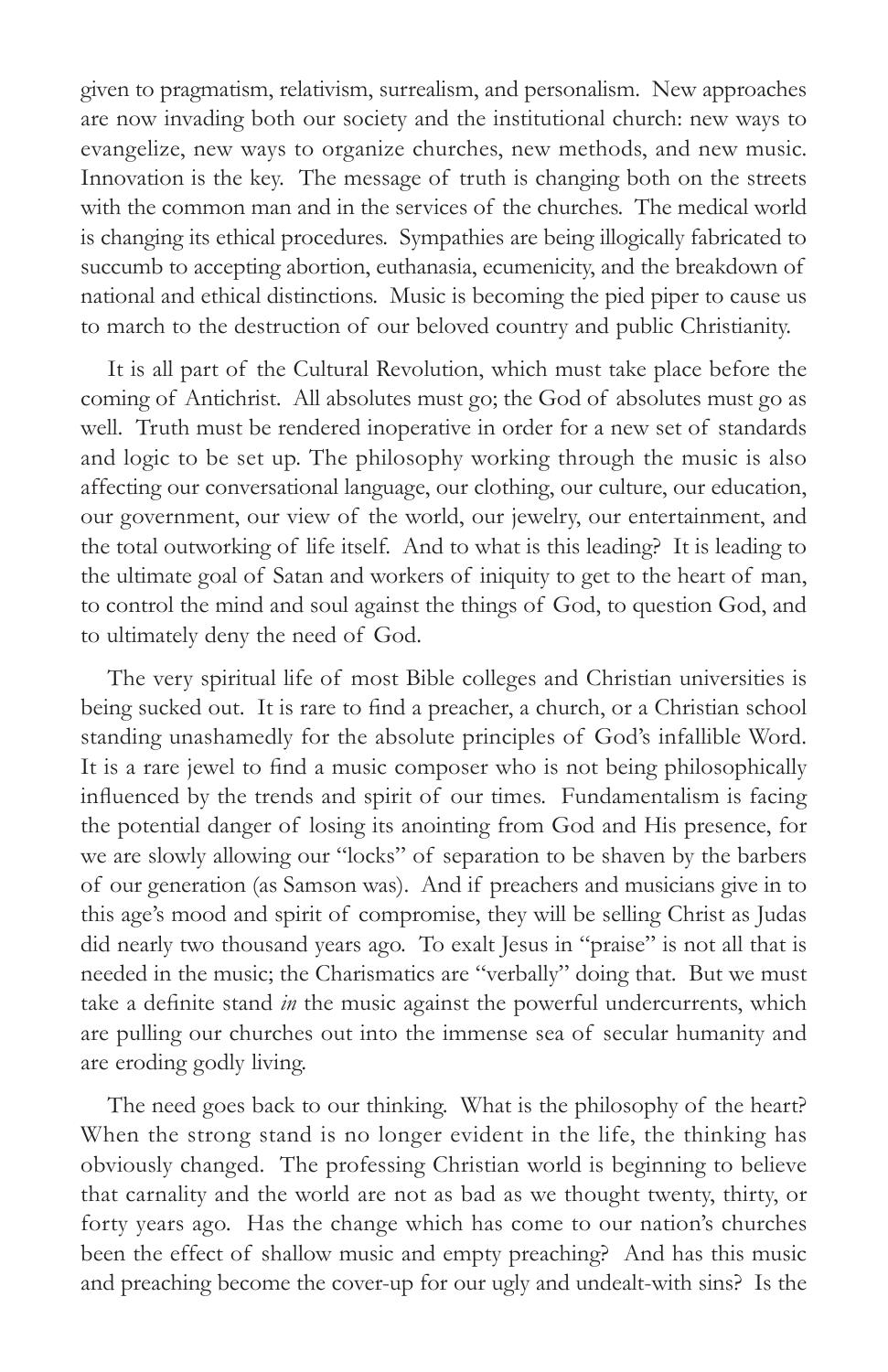given to pragmatism, relativism, surrealism, and personalism. New approaches are now invading both our society and the institutional church: new ways to evangelize, new ways to organize churches, new methods, and new music. Innovation is the key. The message of truth is changing both on the streets with the common man and in the services of the churches. The medical world is changing its ethical procedures. Sympathies are being illogically fabricated to succumb to accepting abortion, euthanasia, ecumenicity, and the breakdown of national and ethical distinctions. Music is becoming the pied piper to cause us to march to the destruction of our beloved country and public Christianity.

It is all part of the Cultural Revolution, which must take place before the coming of Antichrist. All absolutes must go; the God of absolutes must go as well. Truth must be rendered inoperative in order for a new set of standards and logic to be set up. The philosophy working through the music is also affecting our conversational language, our clothing, our culture, our education, our government, our view of the world, our jewelry, our entertainment, and the total outworking of life itself. And to what is this leading? It is leading to the ultimate goal of Satan and workers of iniquity to get to the heart of man, to control the mind and soul against the things of God, to question God, and to ultimately deny the need of God.

The very spiritual life of most Bible colleges and Christian universities is being sucked out. It is rare to find a preacher, a church, or a Christian school standing unashamedly for the absolute principles of God's infallible Word. It is a rare jewel to find a music composer who is not being philosophically influenced by the trends and spirit of our times. Fundamentalism is facing the potential danger of losing its anointing from God and His presence, for we are slowly allowing our "locks" of separation to be shaven by the barbers of our generation (as Samson was). And if preachers and musicians give in to this age's mood and spirit of compromise, they will be selling Christ as Judas did nearly two thousand years ago. To exalt Jesus in "praise" is not all that is needed in the music; the Charismatics are "verbally" doing that. But we must take a definite stand *in* the music against the powerful undercurrents, which are pulling our churches out into the immense sea of secular humanity and are eroding godly living.

The need goes back to our thinking. What is the philosophy of the heart? When the strong stand is no longer evident in the life, the thinking has obviously changed. The professing Christian world is beginning to believe that carnality and the world are not as bad as we thought twenty, thirty, or forty years ago. Has the change which has come to our nation's churches been the effect of shallow music and empty preaching? And has this music and preaching become the cover-up for our ugly and undealt-with sins? Is the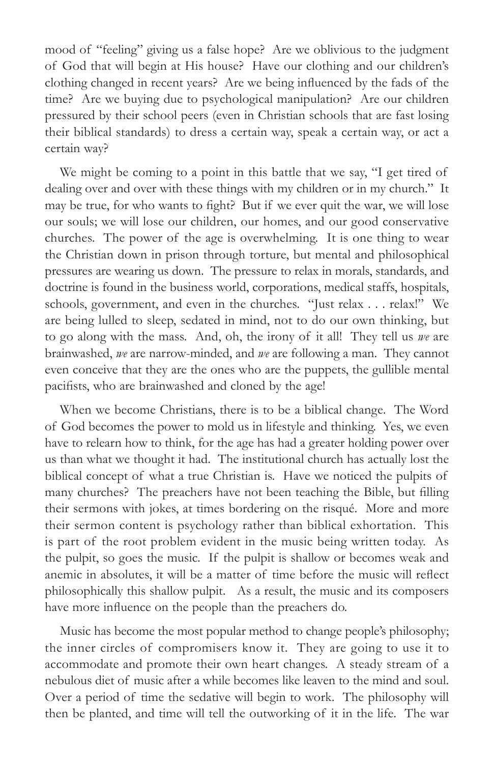mood of "feeling" giving us a false hope? Are we oblivious to the judgment of God that will begin at His house? Have our clothing and our children's clothing changed in recent years? Are we being influenced by the fads of the time? Are we buying due to psychological manipulation? Are our children pressured by their school peers (even in Christian schools that are fast losing their biblical standards) to dress a certain way, speak a certain way, or act a certain way?

We might be coming to a point in this battle that we say, "I get tired of dealing over and over with these things with my children or in my church." It may be true, for who wants to fight? But if we ever quit the war, we will lose our souls; we will lose our children, our homes, and our good conservative churches. The power of the age is overwhelming. It is one thing to wear the Christian down in prison through torture, but mental and philosophical pressures are wearing us down. The pressure to relax in morals, standards, and doctrine is found in the business world, corporations, medical staffs, hospitals, schools, government, and even in the churches. "Just relax . . . relax!" We are being lulled to sleep, sedated in mind, not to do our own thinking, but to go along with the mass. And, oh, the irony of it all! They tell us *we* are brainwashed, *we* are narrow-minded, and *we* are following a man. They cannot even conceive that they are the ones who are the puppets, the gullible mental pacifists, who are brainwashed and cloned by the age!

When we become Christians, there is to be a biblical change. The Word of God becomes the power to mold us in lifestyle and thinking. Yes, we even have to relearn how to think, for the age has had a greater holding power over us than what we thought it had. The institutional church has actually lost the biblical concept of what a true Christian is. Have we noticed the pulpits of many churches? The preachers have not been teaching the Bible, but filling their sermons with jokes, at times bordering on the risqué. More and more their sermon content is psychology rather than biblical exhortation. This is part of the root problem evident in the music being written today. As the pulpit, so goes the music. If the pulpit is shallow or becomes weak and anemic in absolutes, it will be a matter of time before the music will reflect philosophically this shallow pulpit. As a result, the music and its composers have more influence on the people than the preachers do.

Music has become the most popular method to change people's philosophy; the inner circles of compromisers know it. They are going to use it to accommodate and promote their own heart changes. A steady stream of a nebulous diet of music after a while becomes like leaven to the mind and soul. Over a period of time the sedative will begin to work. The philosophy will then be planted, and time will tell the outworking of it in the life. The war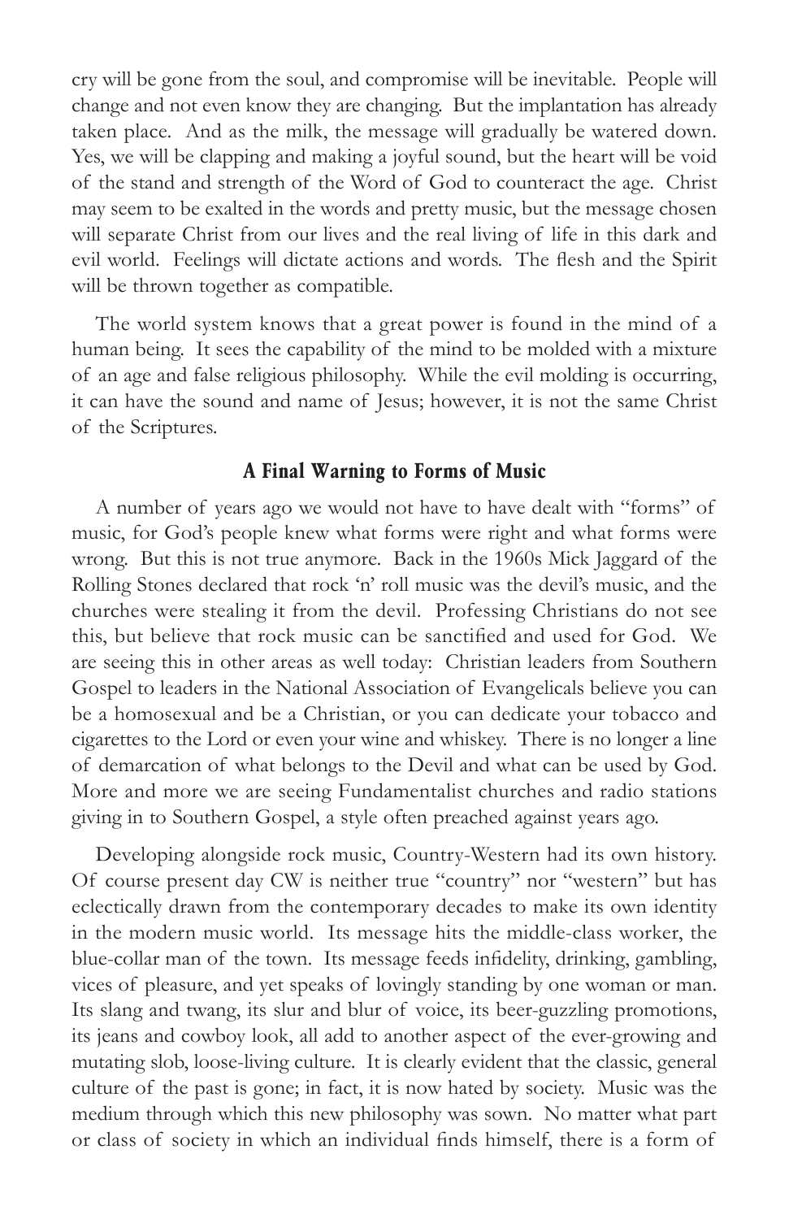cry will be gone from the soul, and compromise will be inevitable. People will change and not even know they are changing. But the implantation has already taken place. And as the milk, the message will gradually be watered down. Yes, we will be clapping and making a joyful sound, but the heart will be void of the stand and strength of the Word of God to counteract the age. Christ may seem to be exalted in the words and pretty music, but the message chosen will separate Christ from our lives and the real living of life in this dark and evil world. Feelings will dictate actions and words. The flesh and the Spirit will be thrown together as compatible.

The world system knows that a great power is found in the mind of a human being. It sees the capability of the mind to be molded with a mixture of an age and false religious philosophy. While the evil molding is occurring, it can have the sound and name of Jesus; however, it is not the same Christ of the Scriptures.

### A Final Warning to Forms of Music

A number of years ago we would not have to have dealt with "forms" of music, for God's people knew what forms were right and what forms were wrong. But this is not true anymore. Back in the 1960s Mick Jaggard of the Rolling Stones declared that rock 'n' roll music was the devil's music, and the churches were stealing it from the devil. Professing Christians do not see this, but believe that rock music can be sanctified and used for God. We are seeing this in other areas as well today: Christian leaders from Southern Gospel to leaders in the National Association of Evangelicals believe you can be a homosexual and be a Christian, or you can dedicate your tobacco and cigarettes to the Lord or even your wine and whiskey. There is no longer a line of demarcation of what belongs to the Devil and what can be used by God. More and more we are seeing Fundamentalist churches and radio stations giving in to Southern Gospel, a style often preached against years ago.

Developing alongside rock music, Country-Western had its own history. Of course present day CW is neither true "country" nor "western" but has eclectically drawn from the contemporary decades to make its own identity in the modern music world. Its message hits the middle-class worker, the blue-collar man of the town. Its message feeds infidelity, drinking, gambling, vices of pleasure, and yet speaks of lovingly standing by one woman or man. Its slang and twang, its slur and blur of voice, its beer-guzzling promotions, its jeans and cowboy look, all add to another aspect of the ever-growing and mutating slob, loose-living culture. It is clearly evident that the classic, general culture of the past is gone; in fact, it is now hated by society. Music was the medium through which this new philosophy was sown. No matter what part or class of society in which an individual finds himself, there is a form of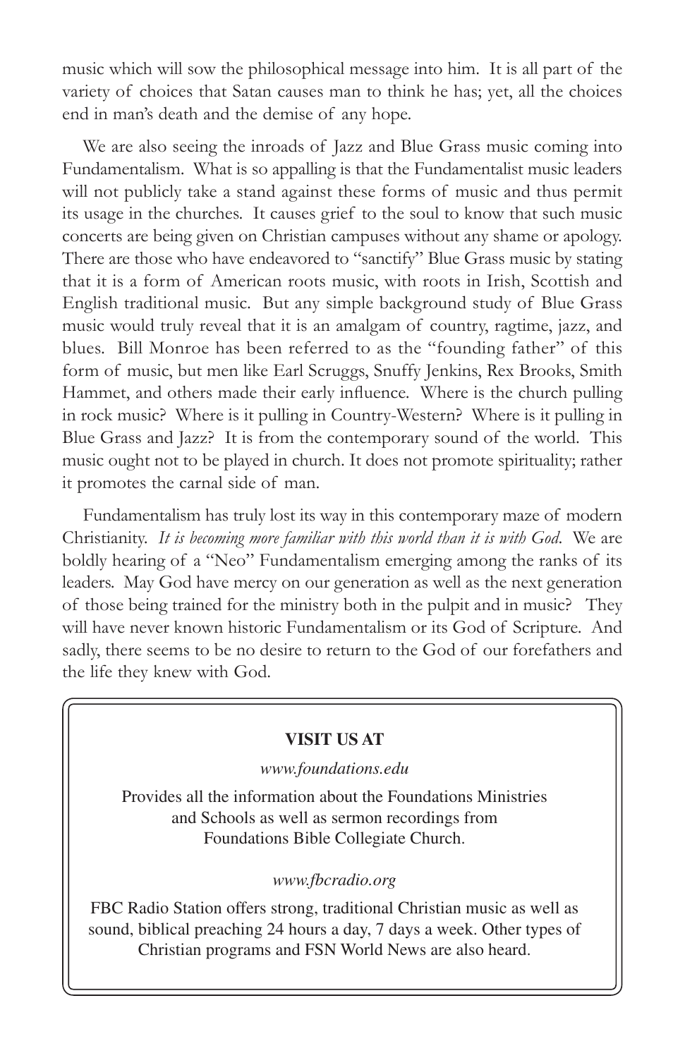music which will sow the philosophical message into him. It is all part of the variety of choices that Satan causes man to think he has; yet, all the choices end in man's death and the demise of any hope.

We are also seeing the inroads of Jazz and Blue Grass music coming into Fundamentalism. What is so appalling is that the Fundamentalist music leaders will not publicly take a stand against these forms of music and thus permit its usage in the churches. It causes grief to the soul to know that such music concerts are being given on Christian campuses without any shame or apology. There are those who have endeavored to "sanctify" Blue Grass music by stating that it is a form of American roots music, with roots in Irish, Scottish and English traditional music. But any simple background study of Blue Grass music would truly reveal that it is an amalgam of country, ragtime, jazz, and blues. Bill Monroe has been referred to as the "founding father" of this form of music, but men like Earl Scruggs, Snuffy Jenkins, Rex Brooks, Smith Hammet, and others made their early influence. Where is the church pulling in rock music? Where is it pulling in Country-Western? Where is it pulling in Blue Grass and Jazz? It is from the contemporary sound of the world. This music ought not to be played in church. It does not promote spirituality; rather it promotes the carnal side of man.

Fundamentalism has truly lost its way in this contemporary maze of modern Christianity. *It is becoming more familiar with this world than it is with God.* We are boldly hearing of a "Neo" Fundamentalism emerging among the ranks of its leaders. May God have mercy on our generation as well as the next generation of those being trained for the ministry both in the pulpit and in music? They will have never known historic Fundamentalism or its God of Scripture. And sadly, there seems to be no desire to return to the God of our forefathers and the life they knew with God.

**VISIT US AT**

*www.foundations.edu*

Provides all the information about the Foundations Ministries and Schools as well as sermon recordings from Foundations Bible Collegiate Church.

*www.fbcradio.org*

FBC Radio Station offers strong, traditional Christian music as well as sound, biblical preaching 24 hours a day, 7 days a week. Other types of Christian programs and FSN World News are also heard.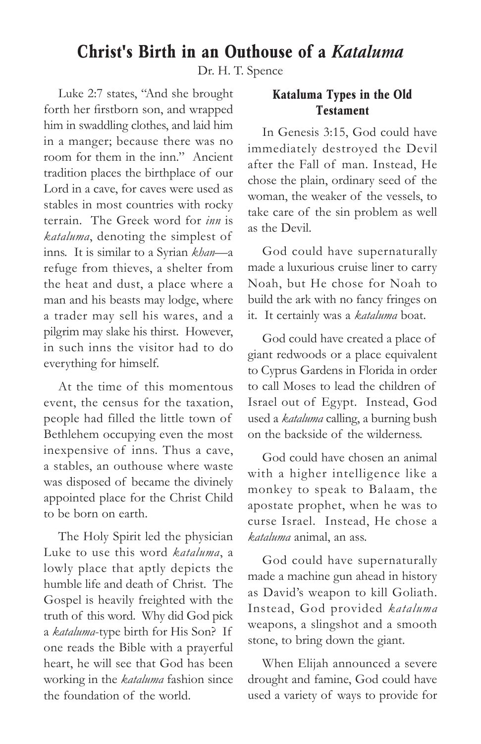# Christ's Birth in an Outhouse of a *Kataluma*

Dr. H. T. Spence

Luke 2:7 states, "And she brought forth her firstborn son, and wrapped him in swaddling clothes, and laid him in a manger; because there was no room for them in the inn." Ancient tradition places the birthplace of our Lord in a cave, for caves were used as stables in most countries with rocky terrain. The Greek word for *inn* is *kataluma*, denoting the simplest of inns. It is similar to a Syrian *khan*—a refuge from thieves, a shelter from the heat and dust, a place where a man and his beasts may lodge, where a trader may sell his wares, and a pilgrim may slake his thirst. However, in such inns the visitor had to do everything for himself.

At the time of this momentous event, the census for the taxation, people had filled the little town of Bethlehem occupying even the most inexpensive of inns. Thus a cave, a stables, an outhouse where waste was disposed of became the divinely appointed place for the Christ Child to be born on earth.

The Holy Spirit led the physician Luke to use this word *kataluma*, a lowly place that aptly depicts the humble life and death of Christ. The Gospel is heavily freighted with the truth of this word. Why did God pick a *kataluma*-type birth for His Son? If one reads the Bible with a prayerful heart, he will see that God has been working in the *kataluma* fashion since the foundation of the world.

## Kataluma Types in the Old Testament

In Genesis 3:15, God could have immediately destroyed the Devil after the Fall of man. Instead, He chose the plain, ordinary seed of the woman, the weaker of the vessels, to take care of the sin problem as well as the Devil.

God could have supernaturally made a luxurious cruise liner to carry Noah, but He chose for Noah to build the ark with no fancy fringes on it. It certainly was a *kataluma* boat.

God could have created a place of giant redwoods or a place equivalent to Cyprus Gardens in Florida in order to call Moses to lead the children of Israel out of Egypt. Instead, God used a *kataluma* calling, a burning bush on the backside of the wilderness.

God could have chosen an animal with a higher intelligence like a monkey to speak to Balaam, the apostate prophet, when he was to curse Israel. Instead, He chose a *kataluma* animal, an ass.

God could have supernaturally made a machine gun ahead in history as David's weapon to kill Goliath. Instead, God provided *kataluma* weapons, a slingshot and a smooth stone, to bring down the giant.

When Elijah announced a severe drought and famine, God could have used a variety of ways to provide for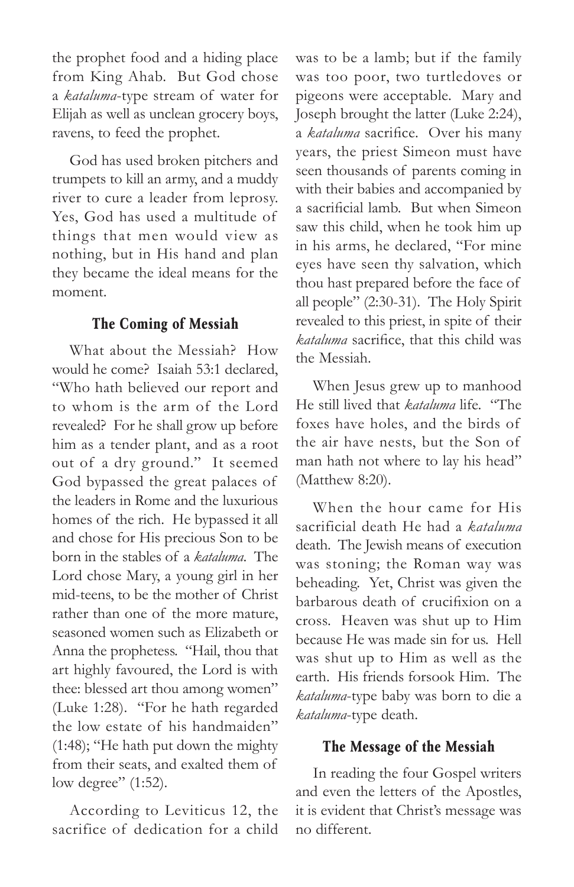the prophet food and a hiding place from King Ahab. But God chose a *kataluma*-type stream of water for Elijah as well as unclean grocery boys, ravens, to feed the prophet.

God has used broken pitchers and trumpets to kill an army, and a muddy river to cure a leader from leprosy. Yes, God has used a multitude of things that men would view as nothing, but in His hand and plan they became the ideal means for the moment.

### The Coming of Messiah

What about the Messiah? How would he come? Isaiah 53:1 declared, "Who hath believed our report and to whom is the arm of the Lord revealed? For he shall grow up before him as a tender plant, and as a root out of a dry ground." It seemed God bypassed the great palaces of the leaders in Rome and the luxurious homes of the rich. He bypassed it all and chose for His precious Son to be born in the stables of a *kataluma*. The Lord chose Mary, a young girl in her mid-teens, to be the mother of Christ rather than one of the more mature, seasoned women such as Elizabeth or Anna the prophetess. "Hail, thou that art highly favoured, the Lord is with thee: blessed art thou among women" (Luke 1:28). "For he hath regarded the low estate of his handmaiden" (1:48); "He hath put down the mighty from their seats, and exalted them of low degree" (1:52).

According to Leviticus 12, the sacrifice of dedication for a child was to be a lamb; but if the family was too poor, two turtledoves or pigeons were acceptable. Mary and Joseph brought the latter (Luke 2:24), a *kataluma* sacrifice. Over his many years, the priest Simeon must have seen thousands of parents coming in with their babies and accompanied by a sacrificial lamb. But when Simeon saw this child, when he took him up in his arms, he declared, "For mine eyes have seen thy salvation, which thou hast prepared before the face of all people" (2:30-31). The Holy Spirit revealed to this priest, in spite of their *kataluma* sacrifice, that this child was the Messiah.

When Jesus grew up to manhood He still lived that *kataluma* life. "The foxes have holes, and the birds of the air have nests, but the Son of man hath not where to lay his head" (Matthew 8:20).

When the hour came for His sacrificial death He had a *kataluma* death. The Jewish means of execution was stoning; the Roman way was beheading. Yet, Christ was given the barbarous death of crucifixion on a cross. Heaven was shut up to Him because He was made sin for us. Hell was shut up to Him as well as the earth. His friends forsook Him. The *kataluma*-type baby was born to die a *kataluma*-type death.

### The Message of the Messiah

In reading the four Gospel writers and even the letters of the Apostles, it is evident that Christ's message was no different.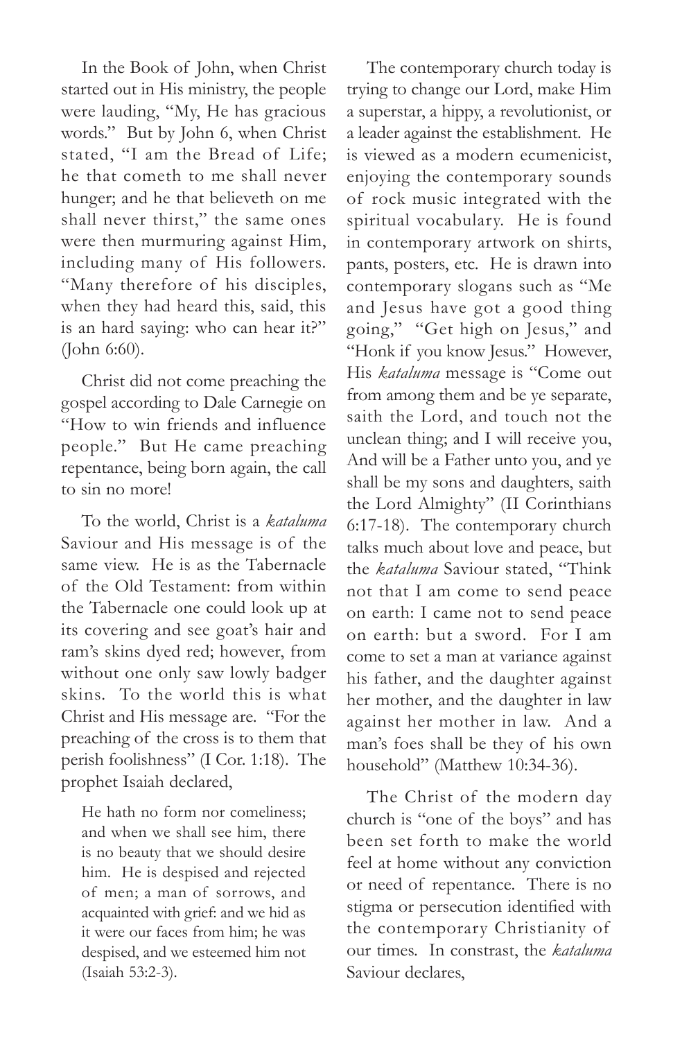In the Book of John, when Christ started out in His ministry, the people were lauding, "My, He has gracious words." But by John 6, when Christ stated, "I am the Bread of Life; he that cometh to me shall never hunger; and he that believeth on me shall never thirst," the same ones were then murmuring against Him, including many of His followers. "Many therefore of his disciples, when they had heard this, said, this is an hard saying: who can hear it?" (John 6:60).

Christ did not come preaching the gospel according to Dale Carnegie on "How to win friends and influence people." But He came preaching repentance, being born again, the call to sin no more!

To the world, Christ is a *kataluma* Saviour and His message is of the same view. He is as the Tabernacle of the Old Testament: from within the Tabernacle one could look up at its covering and see goat's hair and ram's skins dyed red; however, from without one only saw lowly badger skins. To the world this is what Christ and His message are. "For the preaching of the cross is to them that perish foolishness" (I Cor. 1:18). The prophet Isaiah declared,

> He hath no form nor comeliness; and when we shall see him, there is no beauty that we should desire him. He is despised and rejected of men; a man of sorrows, and acquainted with grief: and we hid as it were our faces from him; he was despised, and we esteemed him not (Isaiah 53:2-3).

The contemporary church today is trying to change our Lord, make Him a superstar, a hippy, a revolutionist, or a leader against the establishment. He is viewed as a modern ecumenicist, enjoying the contemporary sounds of rock music integrated with the spiritual vocabulary. He is found in contemporary artwork on shirts, pants, posters, etc. He is drawn into contemporary slogans such as "Me and Jesus have got a good thing going," "Get high on Jesus," and "Honk if you know Jesus." However, His *kataluma* message is "Come out from among them and be ye separate, saith the Lord, and touch not the unclean thing; and I will receive you, And will be a Father unto you, and ye shall be my sons and daughters, saith the Lord Almighty" (II Corinthians 6:17-18). The contemporary church talks much about love and peace, but the *kataluma* Saviour stated, "Think not that I am come to send peace on earth: I came not to send peace on earth: but a sword. For I am come to set a man at variance against his father, and the daughter against her mother, and the daughter in law against her mother in law. And a man's foes shall be they of his own household" (Matthew 10:34-36).

The Christ of the modern day church is "one of the boys" and has been set forth to make the world feel at home without any conviction or need of repentance. There is no stigma or persecution identified with the contemporary Christianity of our times. In constrast, the *kataluma* Saviour declares,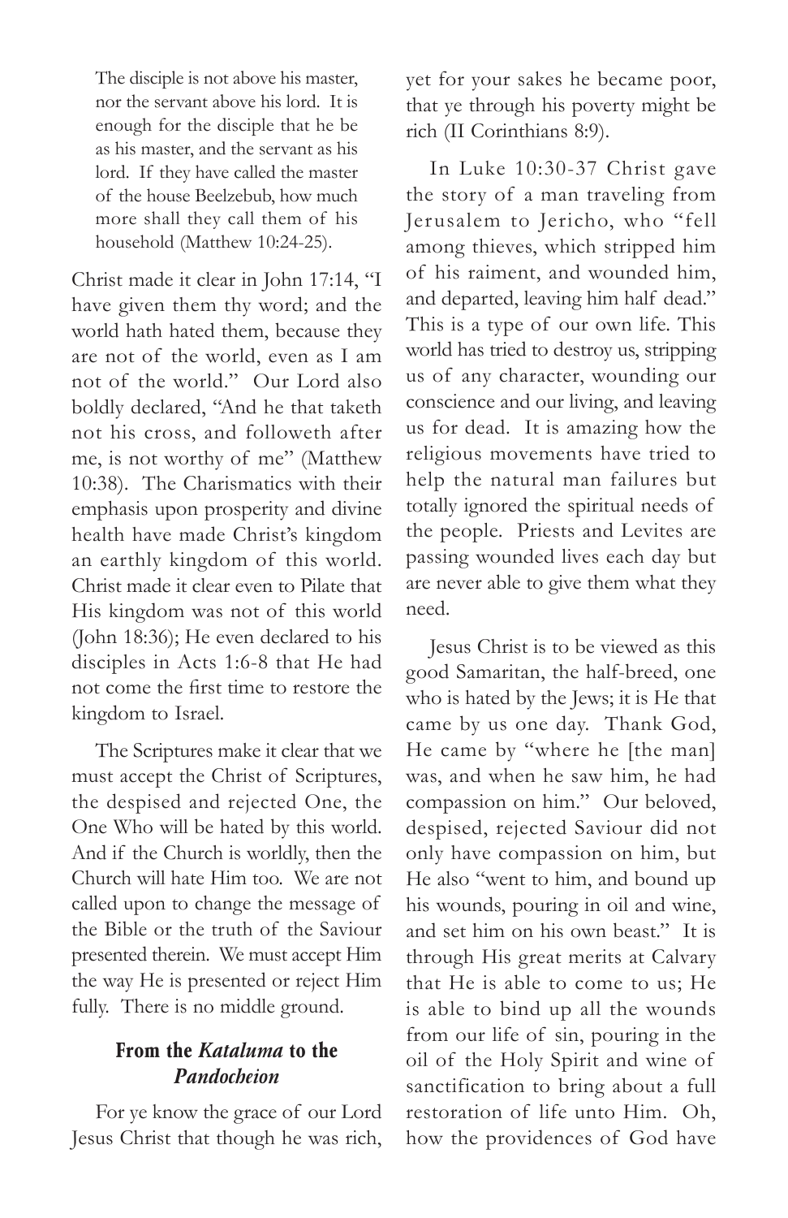> The disciple is not above his master, nor the servant above his lord. It is enough for the disciple that he be as his master, and the servant as his lord. If they have called the master of the house Beelzebub, how much more shall they call them of his household (Matthew 10:24-25).

Christ made it clear in John 17:14, "I have given them thy word; and the world hath hated them, because they are not of the world, even as I am not of the world." Our Lord also boldly declared, "And he that taketh not his cross, and followeth after me, is not worthy of me" (Matthew 10:38). The Charismatics with their emphasis upon prosperity and divine health have made Christ's kingdom an earthly kingdom of this world. Christ made it clear even to Pilate that His kingdom was not of this world (John 18:36); He even declared to his disciples in Acts 1:6-8 that He had not come the first time to restore the kingdom to Israel.

The Scriptures make it clear that we must accept the Christ of Scriptures, the despised and rejected One, the One Who will be hated by this world. And if the Church is worldly, then the Church will hate Him too. We are not called upon to change the message of the Bible or the truth of the Saviour presented therein. We must accept Him the way He is presented or reject Him fully. There is no middle ground.

### From the *Kataluma* to the *Pandocheion*

For ye know the grace of our Lord Jesus Christ that though he was rich, yet for your sakes he became poor, that ye through his poverty might be rich (II Corinthians 8:9).

In Luke 10:30-37 Christ gave the story of a man traveling from Jerusalem to Jericho, who "fell among thieves, which stripped him of his raiment, and wounded him, and departed, leaving him half dead." This is a type of our own life. This world has tried to destroy us, stripping us of any character, wounding our conscience and our living, and leaving us for dead. It is amazing how the religious movements have tried to help the natural man failures but totally ignored the spiritual needs of the people. Priests and Levites are passing wounded lives each day but are never able to give them what they need.

Jesus Christ is to be viewed as this good Samaritan, the half-breed, one who is hated by the Jews; it is He that came by us one day. Thank God, He came by "where he [the man] was, and when he saw him, he had compassion on him." Our beloved, despised, rejected Saviour did not only have compassion on him, but He also "went to him, and bound up his wounds, pouring in oil and wine, and set him on his own beast." It is through His great merits at Calvary that He is able to come to us; He is able to bind up all the wounds from our life of sin, pouring in the oil of the Holy Spirit and wine of sanctification to bring about a full restoration of life unto Him. Oh, how the providences of God have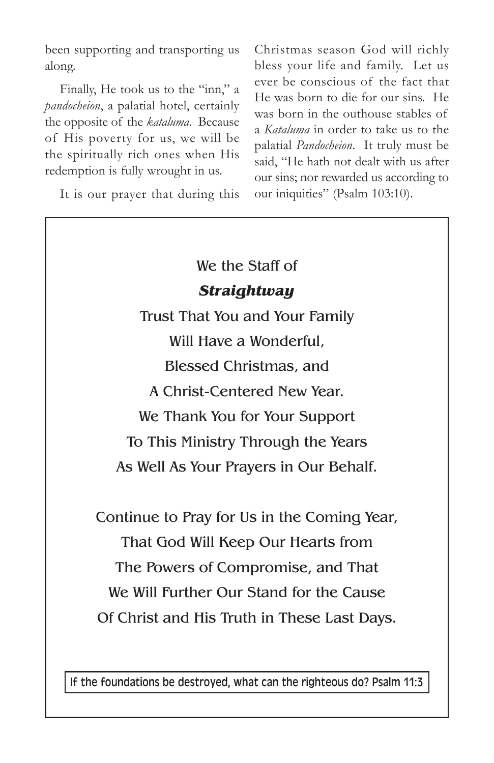been supporting and transporting us along.

Finally, He took us to the "inn," a *pandocheion*, a palatial hotel, certainly the opposite of the *kataluma*. Because of His poverty for us, we will be the spiritually rich ones when His redemption is fully wrought in us.

It is our prayer that during this Christmas season God will richly bless your life and family. Let us ever be conscious of the fact that He was born to die for our sins. He was born in the outhouse stables of a *Kataluma* in order to take us to the palatial *Pandocheion*. It truly must be said, "He hath not dealt with us after our sins; nor rewarded us according to our iniquities" (Psalm 103:10).

We the Staff of
***Straightway***
Trust That You and Your Family
Will Have a Wonderful,
Blessed Christmas, and
A Christ-Centered New Year.
We Thank You for Your Support
To This Ministry Through the Years
As Well As Your Prayers in Our Behalf.

Continue to Pray for Us in the Coming Year,
That God Will Keep Our Hearts from
The Powers of Compromise, and That
We Will Further Our Stand for the Cause
Of Christ and His Truth in These Last Days.

If the foundations be destroyed, what can the righteous do? Psalm 11:3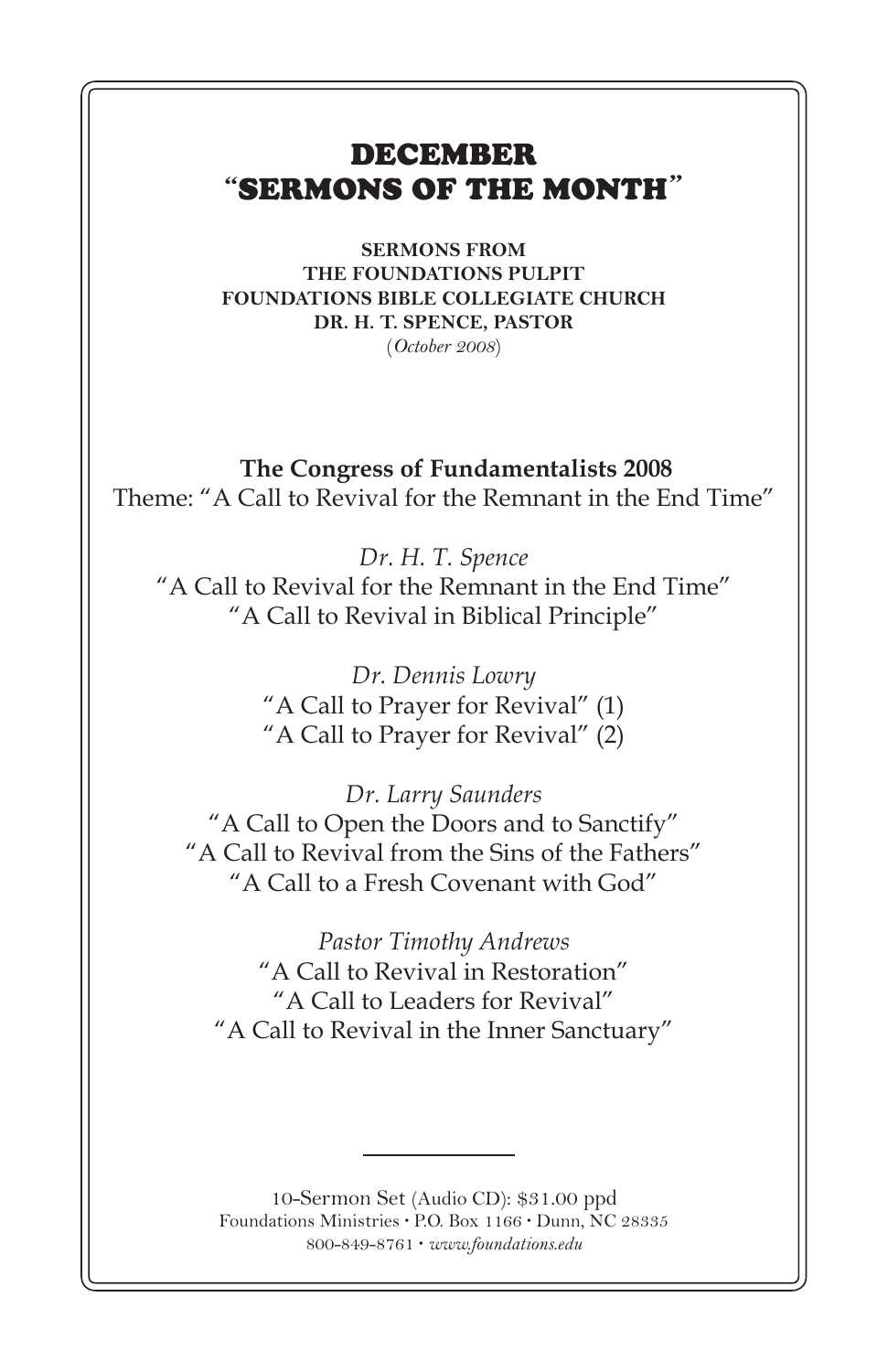# DECEMBER
# "SERMONS OF THE MONTH"

**SERMONS FROM**
**THE FOUNDATIONS PULPIT**
**FOUNDATIONS BIBLE COLLEGIATE CHURCH**
**DR. H. T. SPENCE, PASTOR**
(*October 2008*)

**The Congress of Fundamentalists 2008**
Theme: "A Call to Revival for the Remnant in the End Time"

*Dr. H. T. Spence*
"A Call to Revival for the Remnant in the End Time"
"A Call to Revival in Biblical Principle"

*Dr. Dennis Lowry*
"A Call to Prayer for Revival" (1)
"A Call to Prayer for Revival" (2)

*Dr. Larry Saunders*
"A Call to Open the Doors and to Sanctify"
"A Call to Revival from the Sins of the Fathers"
"A Call to a Fresh Covenant with God"

*Pastor Timothy Andrews*
"A Call to Revival in Restoration"
"A Call to Leaders for Revival"
"A Call to Revival in the Inner Sanctuary"

---

10-Sermon Set (Audio CD): $31.00 ppd
Foundations Ministries • P.O. Box 1166 • Dunn, NC 28335
800-849-8761 • *www.foundations.edu*